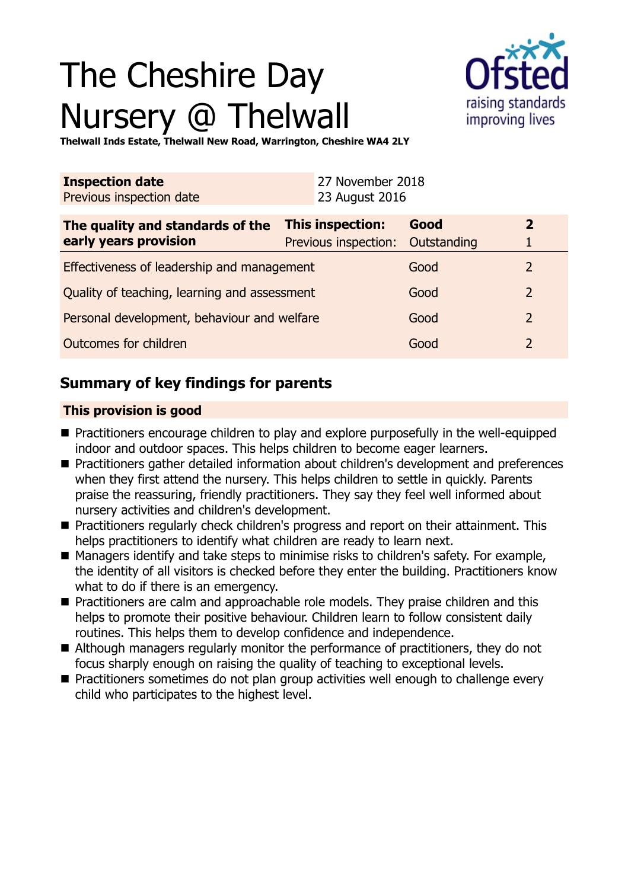# The Cheshire Day Nursery @ Thelwall

**Thelwall Inds Estate, Thelwall New Road, Warrington, Cheshire WA4 2LY**

| **Inspection date** | 27 November 2018 |
|---|---|
| Previous inspection date | 23 August 2016 |

| **The quality and standards of the early years provision** | **This inspection:** | **Good** | **2** |
|---|---|---|---|
| | Previous inspection: | Outstanding | 1 |
| Effectiveness of leadership and management | | Good | 2 |
| Quality of teaching, learning and assessment | | Good | 2 |
| Personal development, behaviour and welfare | | Good | 2 |
| Outcomes for children | | Good | 2 |

## Summary of key findings for parents

**This provision is good**

- Practitioners encourage children to play and explore purposefully in the well-equipped indoor and outdoor spaces. This helps children to become eager learners.
- Practitioners gather detailed information about children's development and preferences when they first attend the nursery. This helps children to settle in quickly. Parents praise the reassuring, friendly practitioners. They say they feel well informed about nursery activities and children's development.
- Practitioners regularly check children's progress and report on their attainment. This helps practitioners to identify what children are ready to learn next.
- Managers identify and take steps to minimise risks to children's safety. For example, the identity of all visitors is checked before they enter the building. Practitioners know what to do if there is an emergency.
- Practitioners are calm and approachable role models. They praise children and this helps to promote their positive behaviour. Children learn to follow consistent daily routines. This helps them to develop confidence and independence.
- Although managers regularly monitor the performance of practitioners, they do not focus sharply enough on raising the quality of teaching to exceptional levels.
- Practitioners sometimes do not plan group activities well enough to challenge every child who participates to the highest level.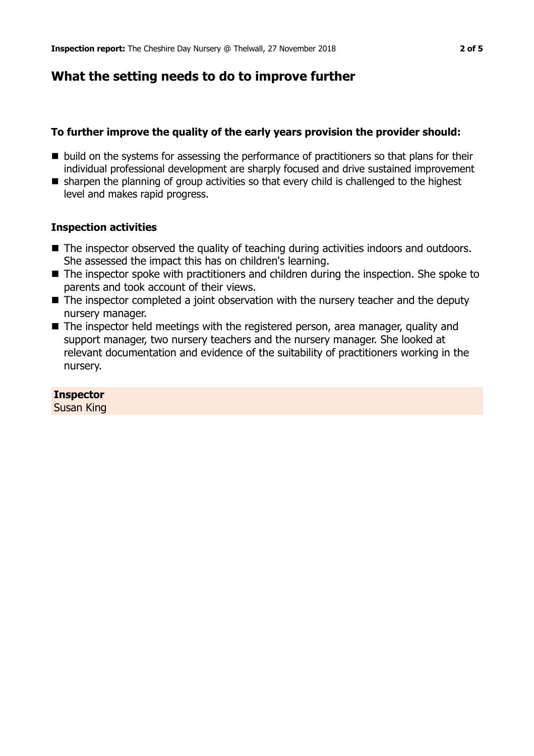## What the setting needs to do to improve further

**To further improve the quality of the early years provision the provider should:**

- build on the systems for assessing the performance of practitioners so that plans for their individual professional development are sharply focused and drive sustained improvement
- sharpen the planning of group activities so that every child is challenged to the highest level and makes rapid progress.

**Inspection activities**

- The inspector observed the quality of teaching during activities indoors and outdoors. She assessed the impact this has on children's learning.
- The inspector spoke with practitioners and children during the inspection. She spoke to parents and took account of their views.
- The inspector completed a joint observation with the nursery teacher and the deputy nursery manager.
- The inspector held meetings with the registered person, area manager, quality and support manager, two nursery teachers and the nursery manager. She looked at relevant documentation and evidence of the suitability of practitioners working in the nursery.

**Inspector**
Susan King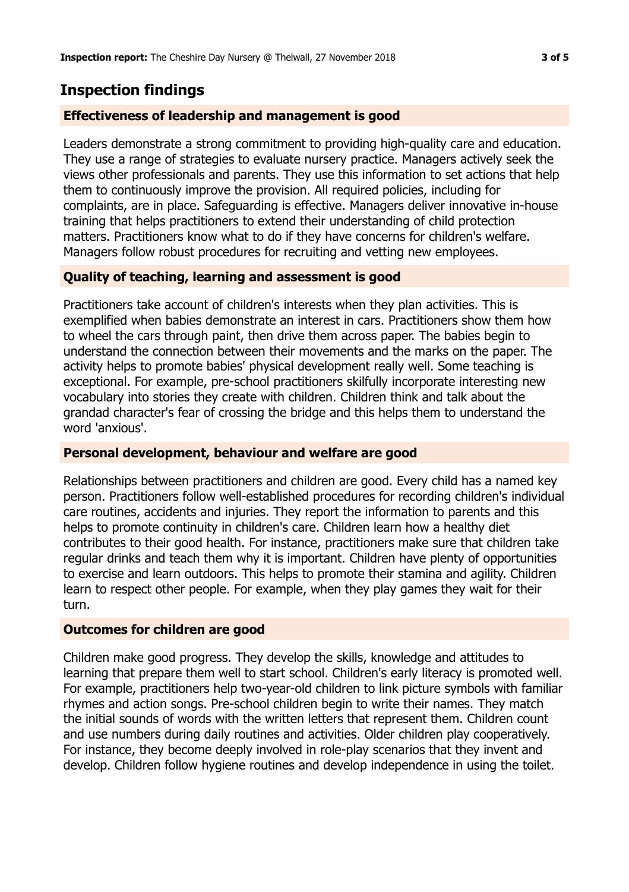## Inspection findings

### Effectiveness of leadership and management is good

Leaders demonstrate a strong commitment to providing high-quality care and education. They use a range of strategies to evaluate nursery practice. Managers actively seek the views other professionals and parents. They use this information to set actions that help them to continuously improve the provision. All required policies, including for complaints, are in place. Safeguarding is effective. Managers deliver innovative in-house training that helps practitioners to extend their understanding of child protection matters. Practitioners know what to do if they have concerns for children's welfare. Managers follow robust procedures for recruiting and vetting new employees.

### Quality of teaching, learning and assessment is good

Practitioners take account of children's interests when they plan activities. This is exemplified when babies demonstrate an interest in cars. Practitioners show them how to wheel the cars through paint, then drive them across paper. The babies begin to understand the connection between their movements and the marks on the paper. The activity helps to promote babies' physical development really well. Some teaching is exceptional. For example, pre-school practitioners skilfully incorporate interesting new vocabulary into stories they create with children. Children think and talk about the grandad character's fear of crossing the bridge and this helps them to understand the word 'anxious'.

### Personal development, behaviour and welfare are good

Relationships between practitioners and children are good. Every child has a named key person. Practitioners follow well-established procedures for recording children's individual care routines, accidents and injuries. They report the information to parents and this helps to promote continuity in children's care. Children learn how a healthy diet contributes to their good health. For instance, practitioners make sure that children take regular drinks and teach them why it is important. Children have plenty of opportunities to exercise and learn outdoors. This helps to promote their stamina and agility. Children learn to respect other people. For example, when they play games they wait for their turn.

### Outcomes for children are good

Children make good progress. They develop the skills, knowledge and attitudes to learning that prepare them well to start school. Children's early literacy is promoted well. For example, practitioners help two-year-old children to link picture symbols with familiar rhymes and action songs. Pre-school children begin to write their names. They match the initial sounds of words with the written letters that represent them. Children count and use numbers during daily routines and activities. Older children play cooperatively. For instance, they become deeply involved in role-play scenarios that they invent and develop. Children follow hygiene routines and develop independence in using the toilet.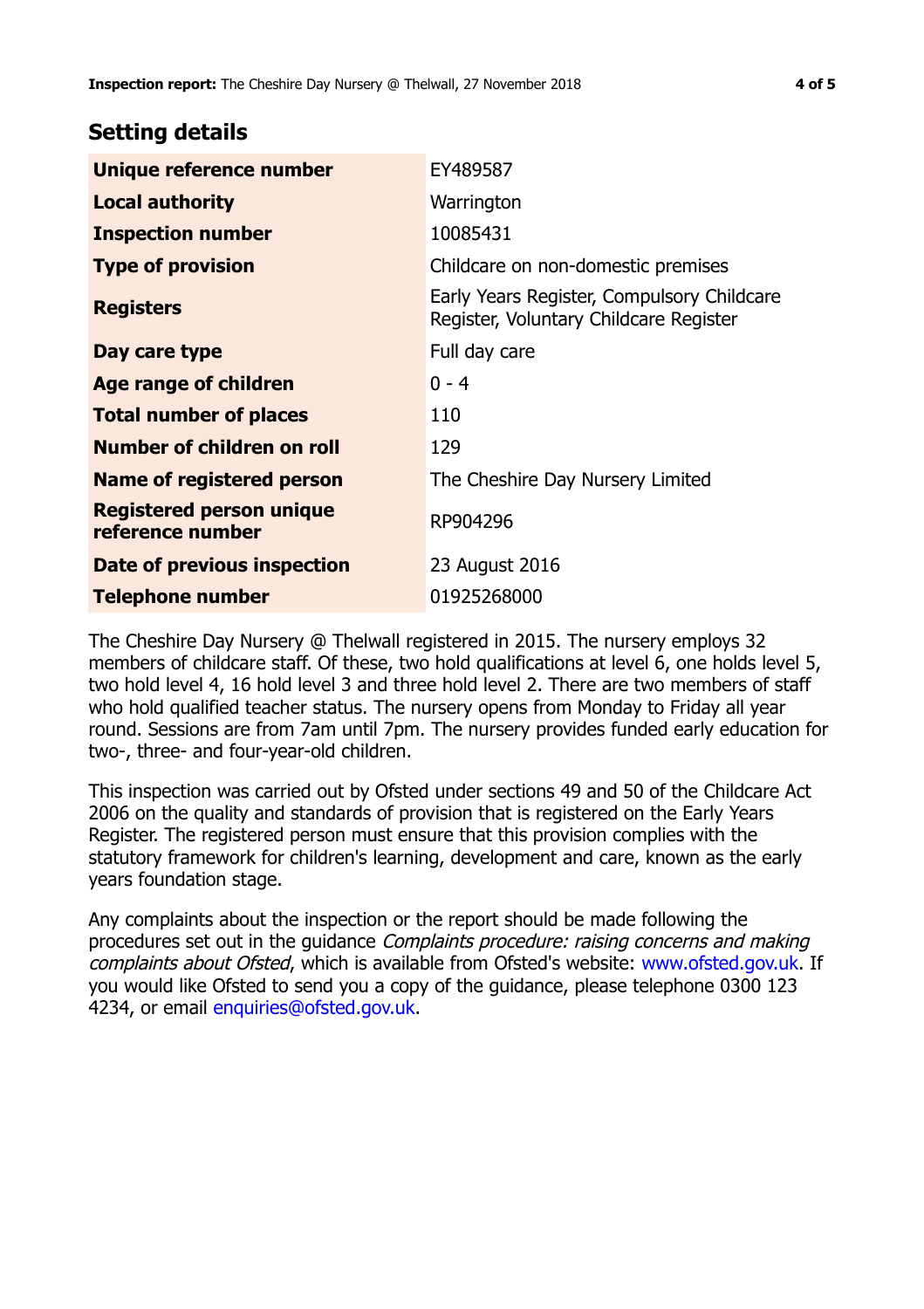## Setting details

| | |
|---|---|
| **Unique reference number** | EY489587 |
| **Local authority** | Warrington |
| **Inspection number** | 10085431 |
| **Type of provision** | Childcare on non-domestic premises |
| **Registers** | Early Years Register, Compulsory Childcare Register, Voluntary Childcare Register |
| **Day care type** | Full day care |
| **Age range of children** | 0 - 4 |
| **Total number of places** | 110 |
| **Number of children on roll** | 129 |
| **Name of registered person** | The Cheshire Day Nursery Limited |
| **Registered person unique reference number** | RP904296 |
| **Date of previous inspection** | 23 August 2016 |
| **Telephone number** | 01925268000 |

The Cheshire Day Nursery @ Thelwall registered in 2015. The nursery employs 32 members of childcare staff. Of these, two hold qualifications at level 6, one holds level 5, two hold level 4, 16 hold level 3 and three hold level 2. There are two members of staff who hold qualified teacher status. The nursery opens from Monday to Friday all year round. Sessions are from 7am until 7pm. The nursery provides funded early education for two-, three- and four-year-old children.

This inspection was carried out by Ofsted under sections 49 and 50 of the Childcare Act 2006 on the quality and standards of provision that is registered on the Early Years Register. The registered person must ensure that this provision complies with the statutory framework for children's learning, development and care, known as the early years foundation stage.

Any complaints about the inspection or the report should be made following the procedures set out in the guidance *Complaints procedure: raising concerns and making complaints about Ofsted*, which is available from Ofsted's website: www.ofsted.gov.uk. If you would like Ofsted to send you a copy of the guidance, please telephone 0300 123 4234, or email enquiries@ofsted.gov.uk.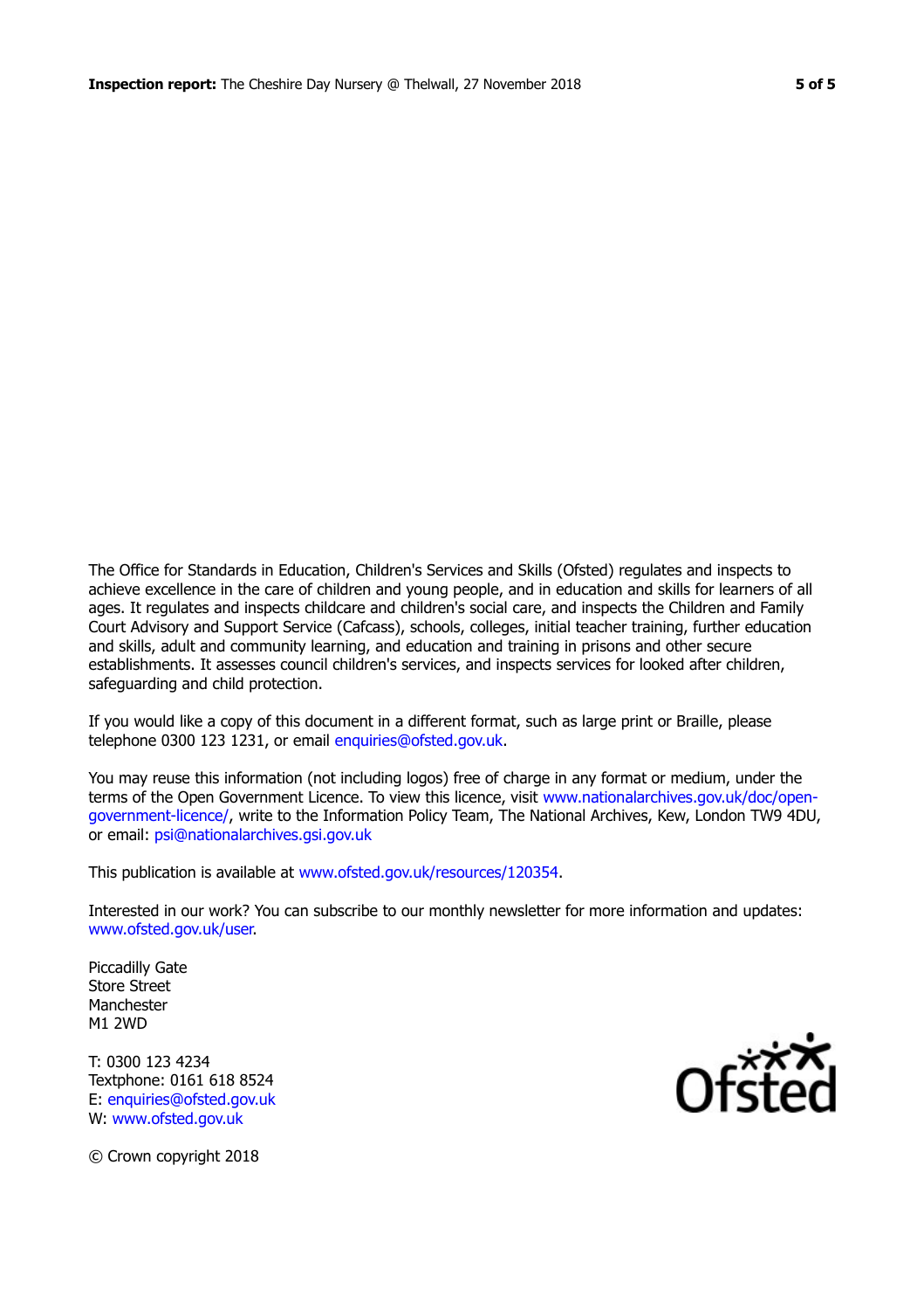The Office for Standards in Education, Children's Services and Skills (Ofsted) regulates and inspects to achieve excellence in the care of children and young people, and in education and skills for learners of all ages. It regulates and inspects childcare and children's social care, and inspects the Children and Family Court Advisory and Support Service (Cafcass), schools, colleges, initial teacher training, further education and skills, adult and community learning, and education and training in prisons and other secure establishments. It assesses council children's services, and inspects services for looked after children, safeguarding and child protection.

If you would like a copy of this document in a different format, such as large print or Braille, please telephone 0300 123 1231, or email enquiries@ofsted.gov.uk.

You may reuse this information (not including logos) free of charge in any format or medium, under the terms of the Open Government Licence. To view this licence, visit www.nationalarchives.gov.uk/doc/open-government-licence/, write to the Information Policy Team, The National Archives, Kew, London TW9 4DU, or email: psi@nationalarchives.gsi.gov.uk

This publication is available at www.ofsted.gov.uk/resources/120354.

Interested in our work? You can subscribe to our monthly newsletter for more information and updates: www.ofsted.gov.uk/user.

Piccadilly Gate
Store Street
Manchester
M1 2WD

T: 0300 123 4234
Textphone: 0161 618 8524
E: enquiries@ofsted.gov.uk
W: www.ofsted.gov.uk

© Crown copyright 2018